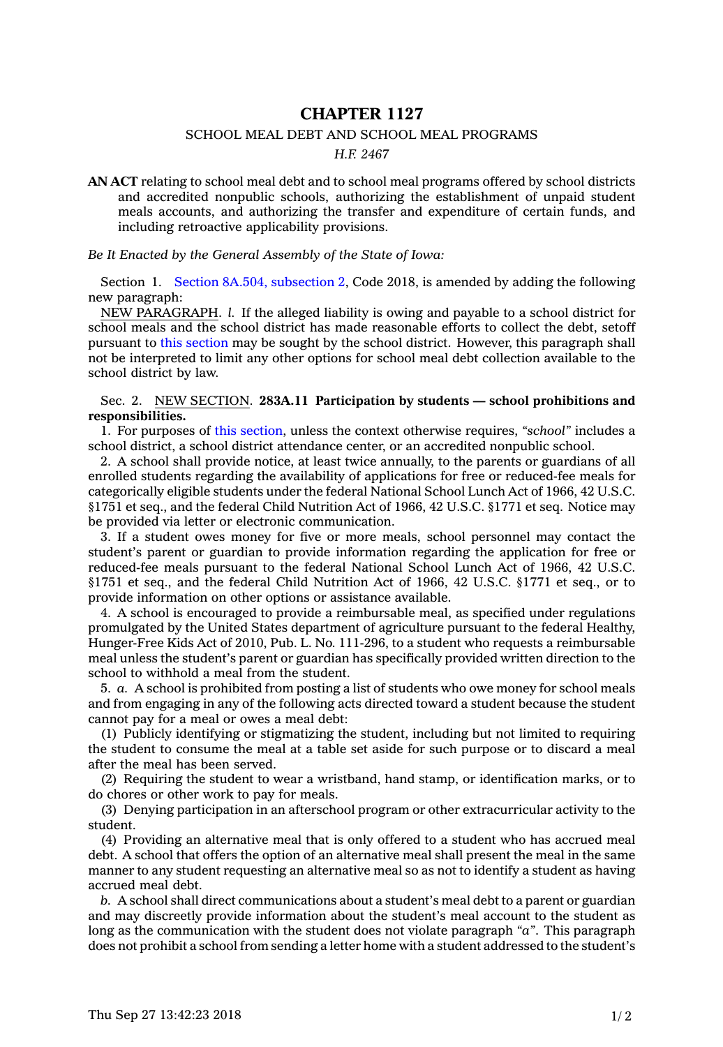# CHAPTER 1127

## SCHOOL MEAL DEBT AND SCHOOL MEAL PROGRAMS

*H.F. 2467*

**AN ACT** relating to school meal debt and to school meal programs offered by school districts and accredited nonpublic schools, authorizing the establishment of unpaid student meals accounts, and authorizing the transfer and expenditure of certain funds, and including retroactive applicability provisions.

*Be It Enacted by the General Assembly of the State of Iowa:*

Section 1. Section 8A.504, subsection 2, Code 2018, is amended by adding the following new paragraph:

NEW PARAGRAPH. *l.* If the alleged liability is owing and payable to a school district for school meals and the school district has made reasonable efforts to collect the debt, setoff pursuant to this section may be sought by the school district. However, this paragraph shall not be interpreted to limit any other options for school meal debt collection available to the school district by law.

Sec. 2. NEW SECTION. **283A.11 Participation by students — school prohibitions and responsibilities.**

1. For purposes of this section, unless the context otherwise requires, *"school"* includes a school district, a school district attendance center, or an accredited nonpublic school.

2. A school shall provide notice, at least twice annually, to the parents or guardians of all enrolled students regarding the availability of applications for free or reduced-fee meals for categorically eligible students under the federal National School Lunch Act of 1966, 42 U.S.C. §1751 et seq., and the federal Child Nutrition Act of 1966, 42 U.S.C. §1771 et seq. Notice may be provided via letter or electronic communication.

3. If a student owes money for five or more meals, school personnel may contact the student's parent or guardian to provide information regarding the application for free or reduced-fee meals pursuant to the federal National School Lunch Act of 1966, 42 U.S.C. §1751 et seq., and the federal Child Nutrition Act of 1966, 42 U.S.C. §1771 et seq., or to provide information on other options or assistance available.

4. A school is encouraged to provide a reimbursable meal, as specified under regulations promulgated by the United States department of agriculture pursuant to the federal Healthy, Hunger-Free Kids Act of 2010, Pub. L. No. 111-296, to a student who requests a reimbursable meal unless the student's parent or guardian has specifically provided written direction to the school to withhold a meal from the student.

5. *a.* A school is prohibited from posting a list of students who owe money for school meals and from engaging in any of the following acts directed toward a student because the student cannot pay for a meal or owes a meal debt:

(1) Publicly identifying or stigmatizing the student, including but not limited to requiring the student to consume the meal at a table set aside for such purpose or to discard a meal after the meal has been served.

(2) Requiring the student to wear a wristband, hand stamp, or identification marks, or to do chores or other work to pay for meals.

(3) Denying participation in an afterschool program or other extracurricular activity to the student.

(4) Providing an alternative meal that is only offered to a student who has accrued meal debt. A school that offers the option of an alternative meal shall present the meal in the same manner to any student requesting an alternative meal so as not to identify a student as having accrued meal debt.

*b.* A school shall direct communications about a student's meal debt to a parent or guardian and may discreetly provide information about the student's meal account to the student as long as the communication with the student does not violate paragraph *"a"*. This paragraph does not prohibit a school from sending a letter home with a student addressed to the student's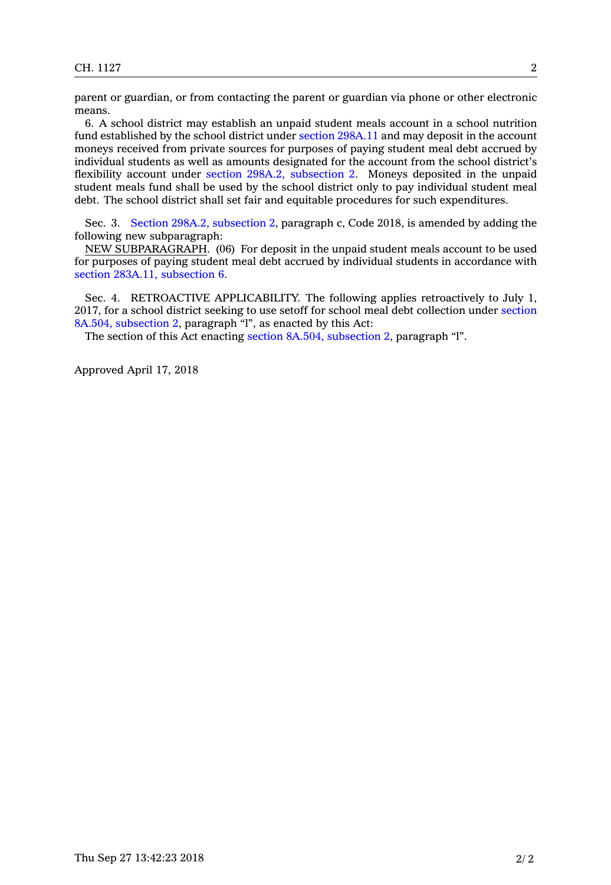parent or guardian, or from contacting the parent or guardian via phone or other electronic means.

6. A school district may establish an unpaid student meals account in a school nutrition fund established by the school district under section 298A.11 and may deposit in the account moneys received from private sources for purposes of paying student meal debt accrued by individual students as well as amounts designated for the account from the school district's flexibility account under section 298A.2, subsection 2. Moneys deposited in the unpaid student meals fund shall be used by the school district only to pay individual student meal debt. The school district shall set fair and equitable procedures for such expenditures.

Sec. 3. Section 298A.2, subsection 2, paragraph c, Code 2018, is amended by adding the following new subparagraph:

NEW SUBPARAGRAPH. (06) For deposit in the unpaid student meals account to be used for purposes of paying student meal debt accrued by individual students in accordance with section 283A.11, subsection 6.

Sec. 4. RETROACTIVE APPLICABILITY. The following applies retroactively to July 1, 2017, for a school district seeking to use setoff for school meal debt collection under section 8A.504, subsection 2, paragraph "l", as enacted by this Act:

The section of this Act enacting section 8A.504, subsection 2, paragraph "l".

Approved April 17, 2018